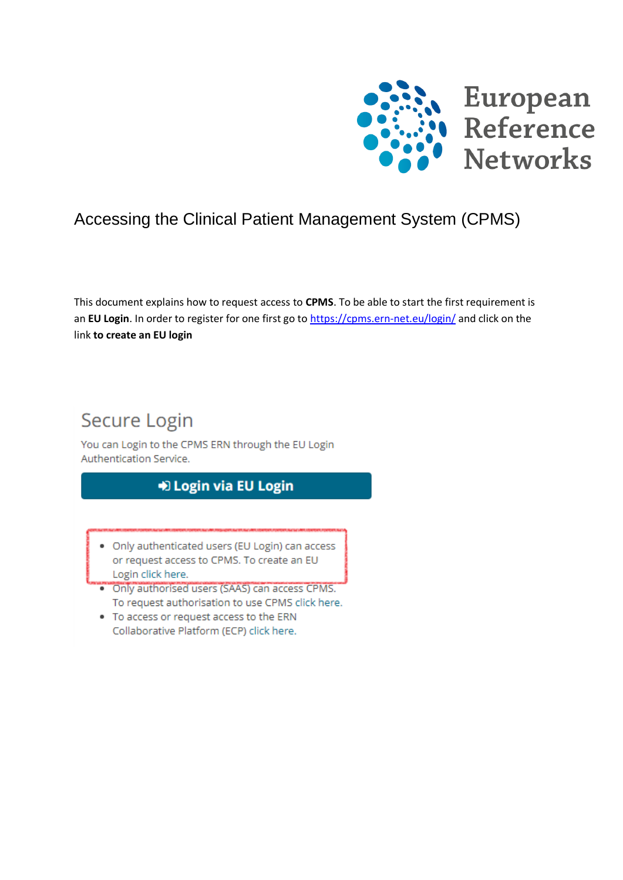European Reference Networks

# Accessing the Clinical Patient Management System (CPMS)

This document explains how to request access to **CPMS**. To be able to start the first requirement is an **EU Login**. In order to register for one first go to [https://cpms.ern-net.eu/login/](https://cpms.ern-net.eu/login/) and click on the link **to create an EU login**

## Secure Login

You can Login to the CPMS ERN through the EU Login Authentication Service.

**Login via EU Login**

- Only authenticated users (EU Login) can access or request access to CPMS. To create an EU Login click here.
- Only authorised users (SAAS) can access CPMS. To request authorisation to use CPMS click here.
- To access or request access to the ERN Collaborative Platform (ECP) click here.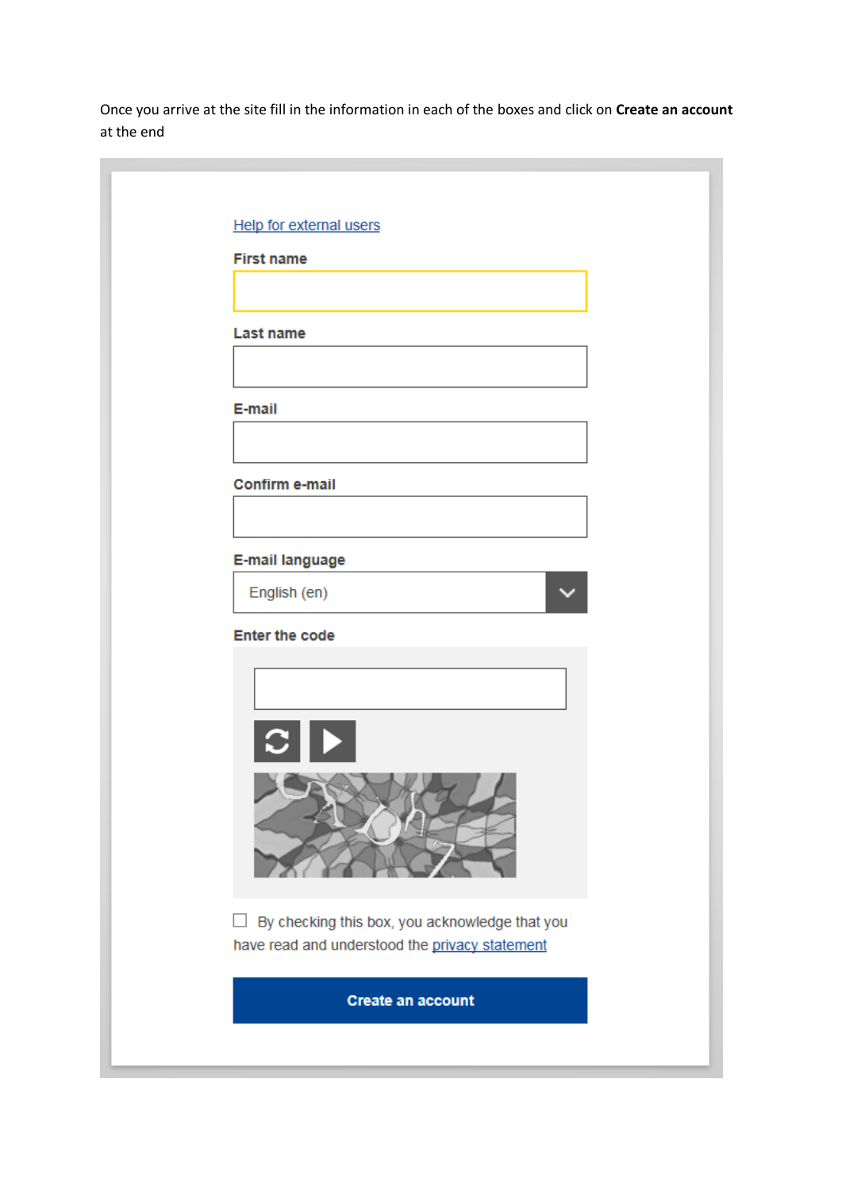Once you arrive at the site fill in the information in each of the boxes and click on **Create an account** at the end

Help for external users

First name

Last name

E-mail

Confirm e-mail

E-mail language

English (en)

Enter the code

By checking this box, you acknowledge that you have read and understood the privacy statement

Create an account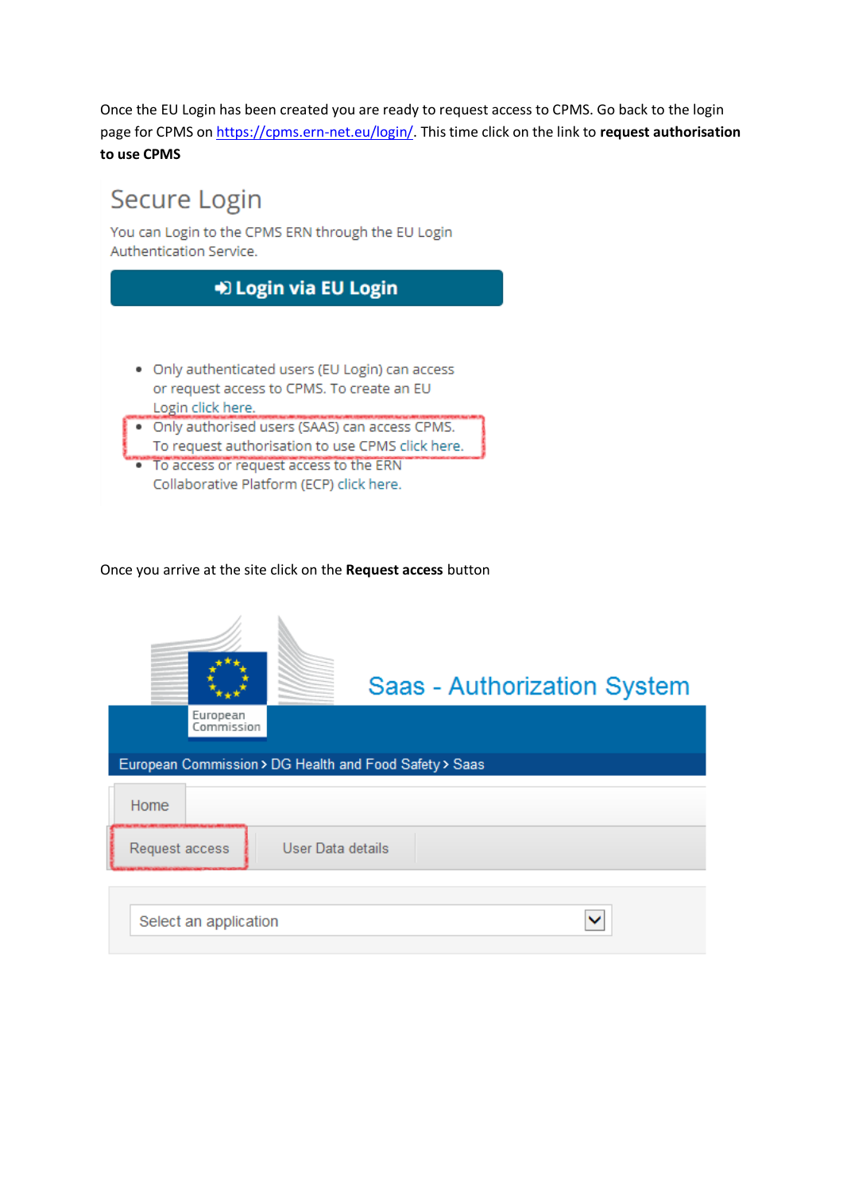Once the EU Login has been created you are ready to request access to CPMS. Go back to the login page for CPMS on [https://cpms.ern-net.eu/login/](https://cpms.ern-net.eu/login/). This time click on the link to **request authorisation to use CPMS**

Once you arrive at the site click on the **Request access** button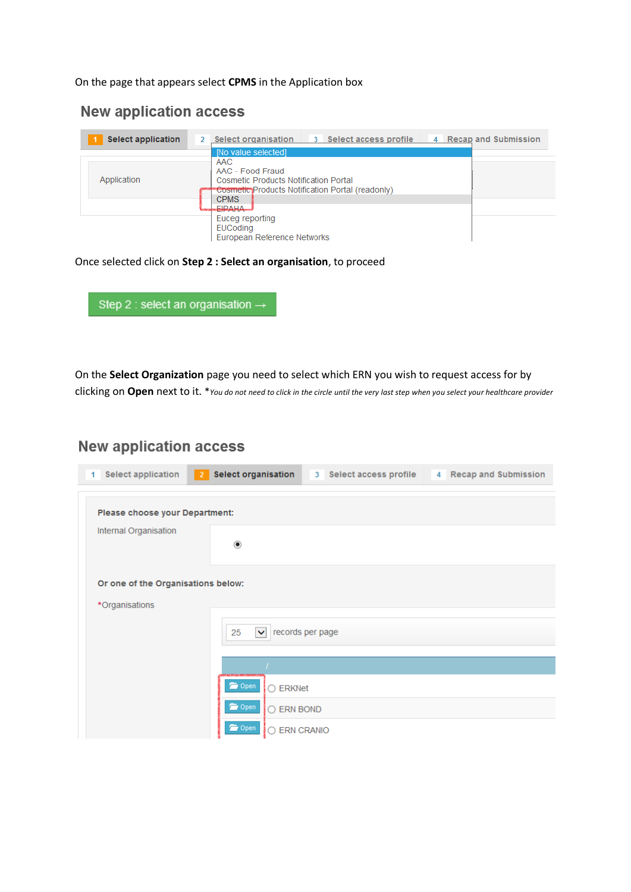On the page that appears select **CPMS** in the Application box

## New application access

1 Select application | 2 Select organisation | 3 Select access profile | 4 Recap and Submission

Application

[No value selected]
AAC
AAC - Food Fraud
Cosmetic Products Notification Portal
Cosmetic Products Notification Portal (readonly)
CPMS
EIPAHA
Euceg reporting
EUCoding
European Reference Networks

Once selected click on **Step 2 : Select an organisation**, to proceed

Step 2 : select an organisation →

On the **Select Organization** page you need to select which ERN you wish to request access for by clicking on **Open** next to it. **You do not need to click in the circle until the very last step when you select your healthcare provider*

## New application access

1 Select application | 2 Select organisation | 3 Select access profile | 4 Recap and Submission

**Please choose your Department:**

Internal Organisation

**Or one of the Organisations below:**

*Organisations

25 records per page

Open ERKNet
Open ERN BOND
Open ERN CRANIO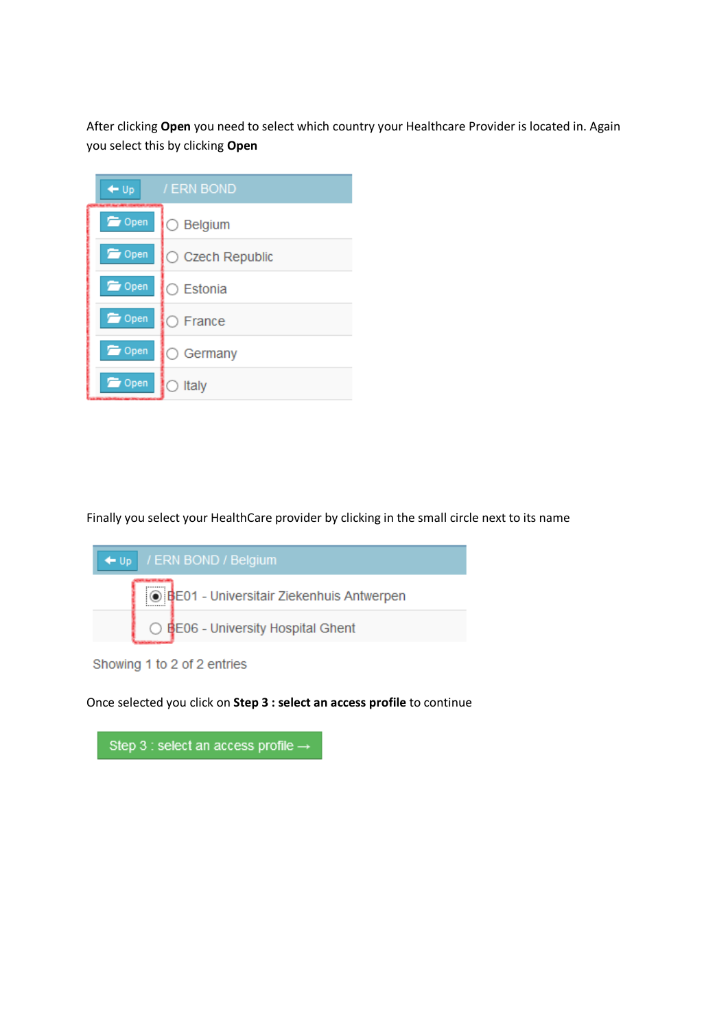After clicking **Open** you need to select which country your Healthcare Provider is located in. Again you select this by clicking **Open**

Finally you select your HealthCare provider by clicking in the small circle next to its name

Once selected you click on **Step 3 : select an access profile** to continue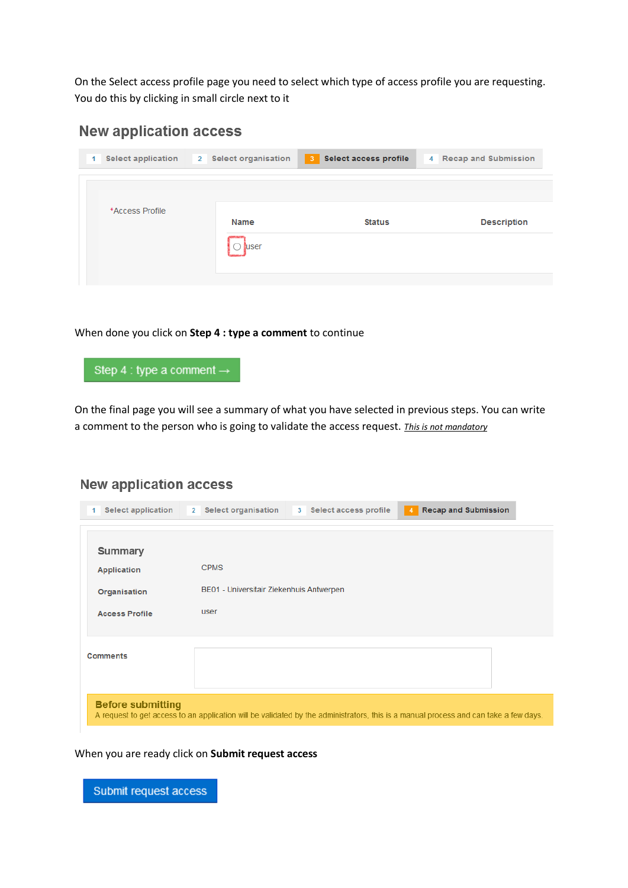On the Select access profile page you need to select which type of access profile you are requesting. You do this by clicking in small circle next to it

## New application access

1 Select application | 2 Select organisation | 3 Select access profile | 4 Recap and Submission

*Access Profile

| Name | Status | Description |
| --- | --- | --- |
| ○ user | | |

When done you click on **Step 4 : type a comment** to continue

Step 4 : type a comment →

On the final page you will see a summary of what you have selected in previous steps. You can write a comment to the person who is going to validate the access request. *This is not mandatory*

## New application access

1 Select application | 2 Select organisation | 3 Select access profile | 4 Recap and Submission

**Summary**

| | |
| --- | --- |
| Application | CPMS |
| Organisation | BE01 - Universitair Ziekenhuis Antwerpen |
| Access Profile | user |

Comments

**Before submitting**
A request to get access to an application will be validated by the administrators, this is a manual process and can take a few days.

When you are ready click on **Submit request access**

Submit request access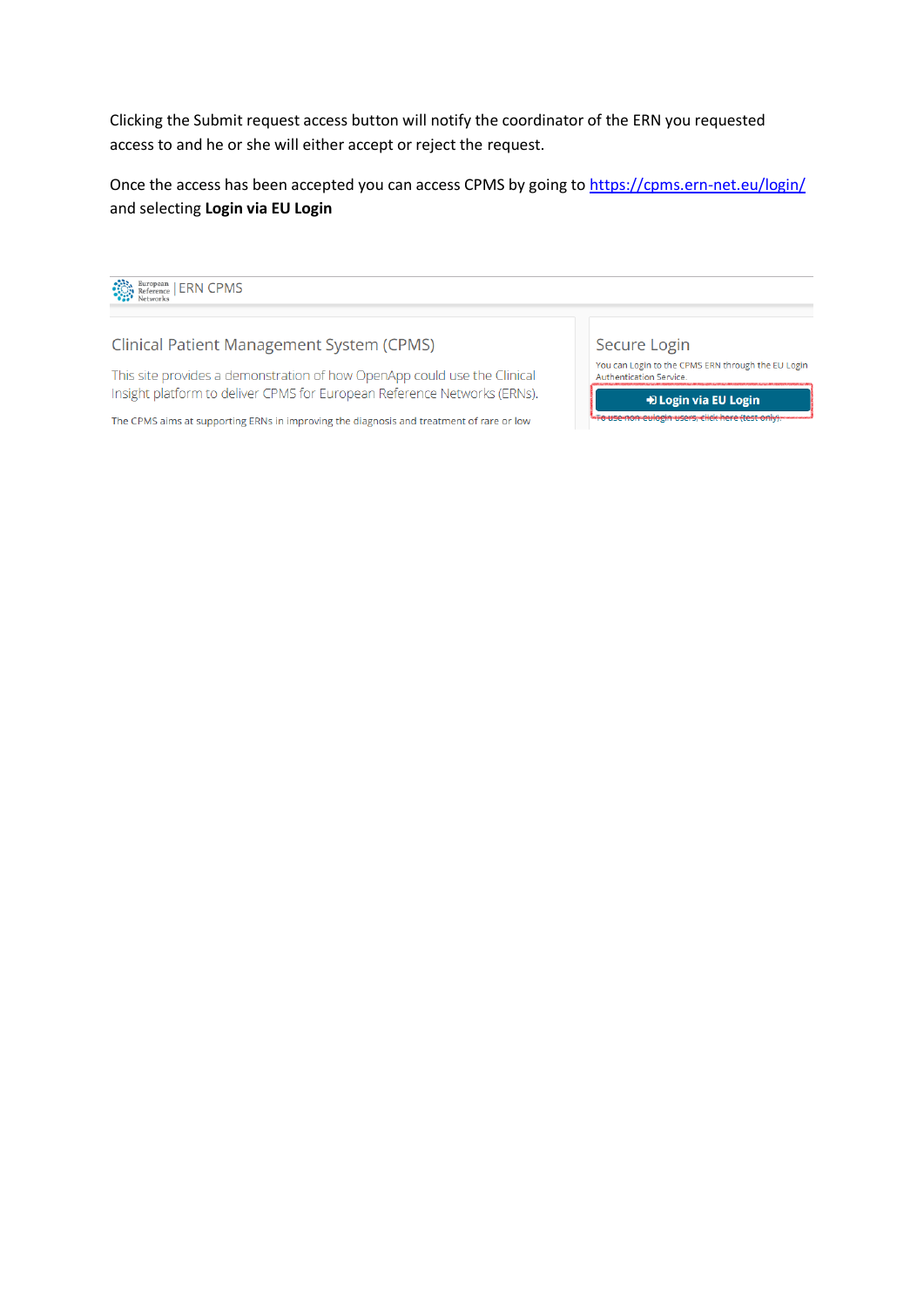Clicking the Submit request access button will notify the coordinator of the ERN you requested access to and he or she will either accept or reject the request.

Once the access has been accepted you can access CPMS by going to [https://cpms.ern-net.eu/login/](https://cpms.ern-net.eu/login/) and selecting **Login via EU Login**

European Reference Networks | ERN CPMS

Clinical Patient Management System (CPMS)

This site provides a demonstration of how OpenApp could use the Clinical Insight platform to deliver CPMS for European Reference Networks (ERNs).

The CPMS aims at supporting ERNs in improving the diagnosis and treatment of rare or low

Secure Login

You can Login to the CPMS ERN through the EU Login Authentication Service.

**Login via EU Login**

To use non-eulogin users, click here (test only).